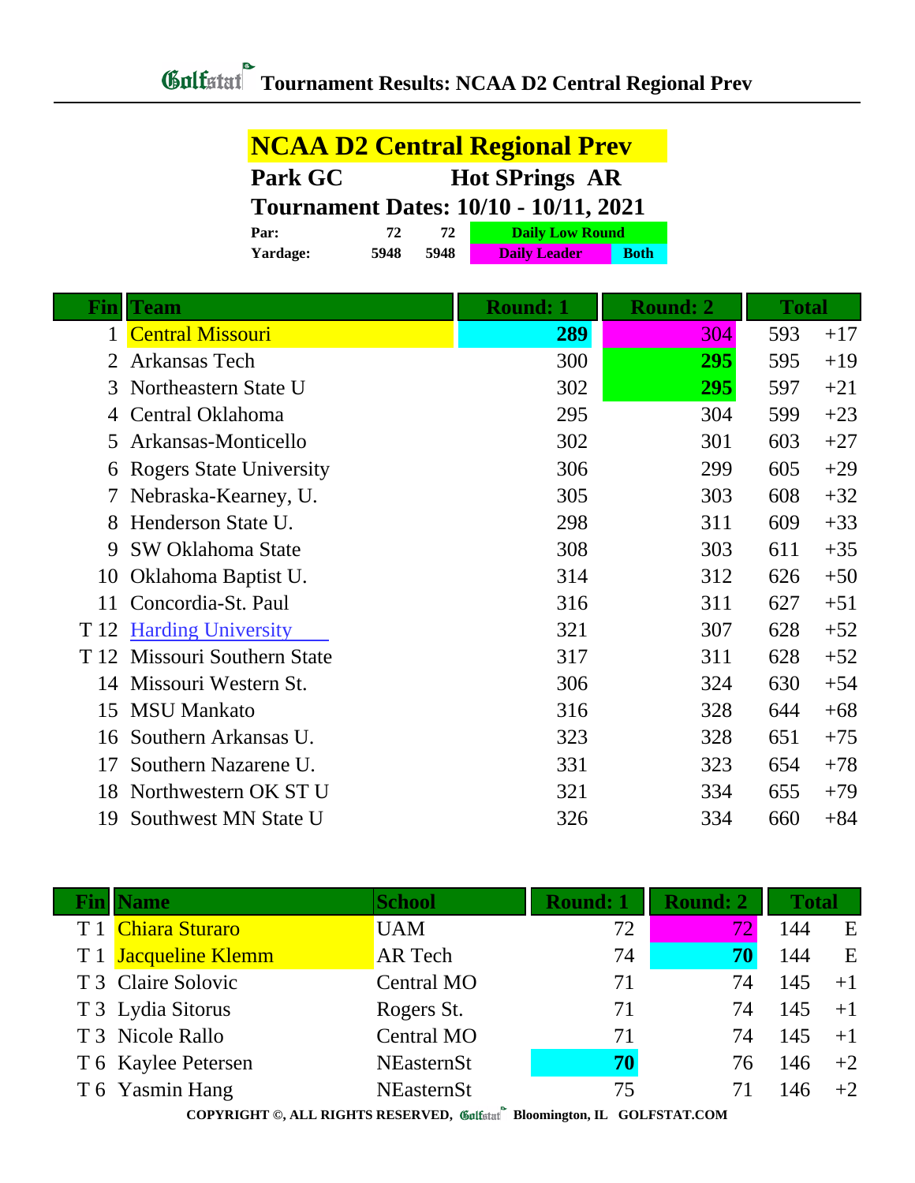# Tournament Results: NCAA D2 Central Regional Prev

## NCAA D2 Central Regional Prev

**Park GC** **Hot SPrings AR**

**Tournament Dates: 10/10 - 10/11, 2021**

| | | | |
|---|---|---|---|
| **Par:** | **72** | **72** | **Daily Low Round** |
| **Yardage:** | **5948** | **5948** | **Daily Leader** / **Both** |

| Fin | Team | Round: 1 | Round: 2 | Total | |
|---|---|---|---|---|---|
| 1 | Central Missouri | **289** | 304 | 593 | +17 |
| 2 | Arkansas Tech | 300 | **295** | 595 | +19 |
| 3 | Northeastern State U | 302 | **295** | 597 | +21 |
| 4 | Central Oklahoma | 295 | 304 | 599 | +23 |
| 5 | Arkansas-Monticello | 302 | 301 | 603 | +27 |
| 6 | Rogers State University | 306 | 299 | 605 | +29 |
| 7 | Nebraska-Kearney, U. | 305 | 303 | 608 | +32 |
| 8 | Henderson State U. | 298 | 311 | 609 | +33 |
| 9 | SW Oklahoma State | 308 | 303 | 611 | +35 |
| 10 | Oklahoma Baptist U. | 314 | 312 | 626 | +50 |
| 11 | Concordia-St. Paul | 316 | 311 | 627 | +51 |
| T 12 | Harding University | 321 | 307 | 628 | +52 |
| T 12 | Missouri Southern State | 317 | 311 | 628 | +52 |
| 14 | Missouri Western St. | 306 | 324 | 630 | +54 |
| 15 | MSU Mankato | 316 | 328 | 644 | +68 |
| 16 | Southern Arkansas U. | 323 | 328 | 651 | +75 |
| 17 | Southern Nazarene U. | 331 | 323 | 654 | +78 |
| 18 | Northwestern OK ST U | 321 | 334 | 655 | +79 |
| 19 | Southwest MN State U | 326 | 334 | 660 | +84 |

| Fin | Name | School | Round: 1 | Round: 2 | Total | |
|---|---|---|---|---|---|---|
| T 1 | Chiara Sturaro | UAM | 72 | 72 | 144 | E |
| T 1 | Jacqueline Klemm | AR Tech | 74 | **70** | 144 | E |
| T 3 | Claire Solovic | Central MO | 71 | 74 | 145 | +1 |
| T 3 | Lydia Sitorus | Rogers St. | 71 | 74 | 145 | +1 |
| T 3 | Nicole Rallo | Central MO | 71 | 74 | 145 | +1 |
| T 6 | Kaylee Petersen | NEasternSt | **70** | 76 | 146 | +2 |
| T 6 | Yasmin Hang | NEasternSt | 75 | 71 | 146 | +2 |

COPYRIGHT ©, ALL RIGHTS RESERVED, Golfstat Bloomington, IL GOLFSTAT.COM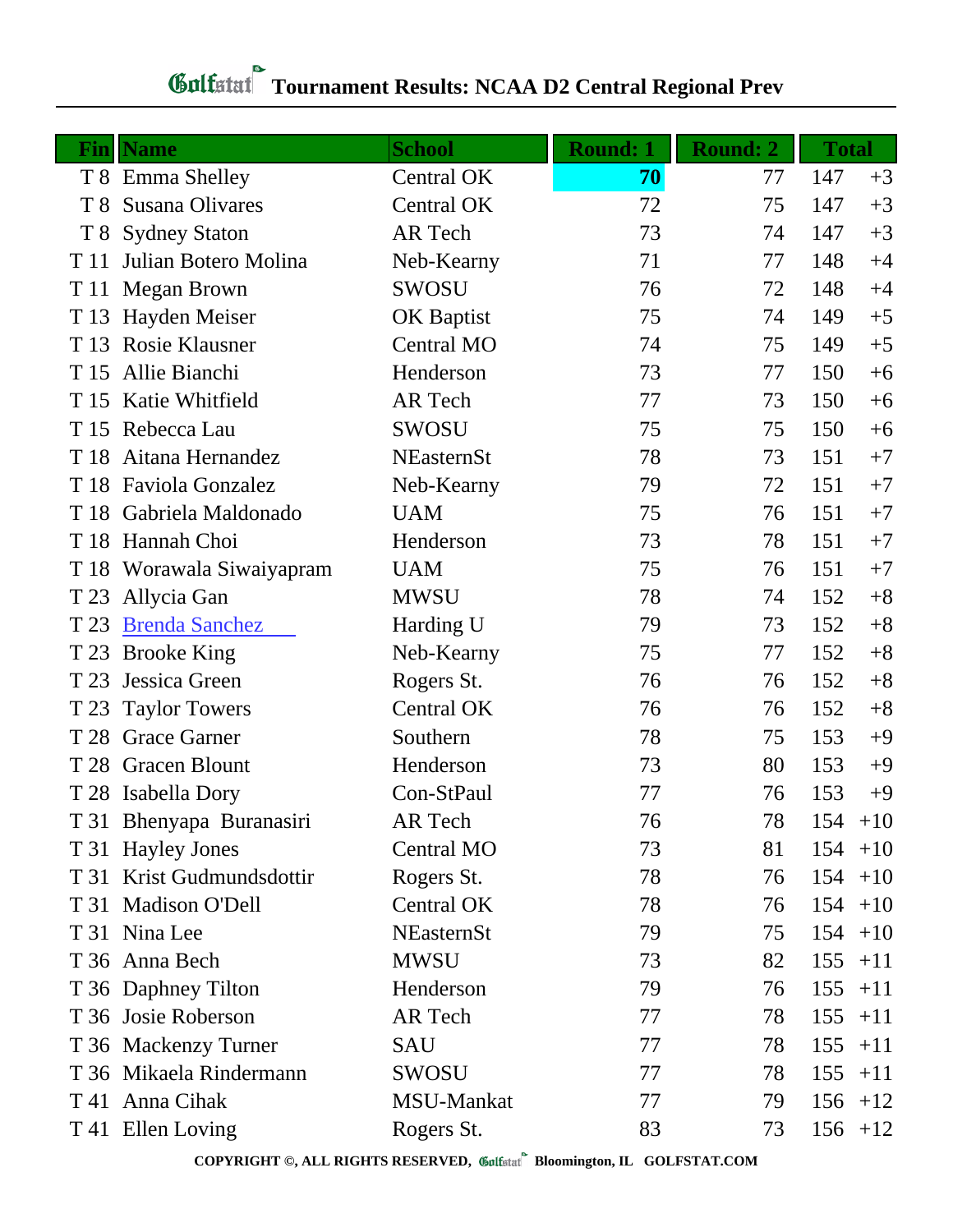# Tournament Results: NCAA D2 Central Regional Prev

| Fin | Name | School | Round: 1 | Round: 2 | Total | |
|---|---|---|---|---|---|---|
| T 8 | Emma Shelley | Central OK | **70** | 77 | 147 | +3 |
| T 8 | Susana Olivares | Central OK | 72 | 75 | 147 | +3 |
| T 8 | Sydney Staton | AR Tech | 73 | 74 | 147 | +3 |
| T 11 | Julian Botero Molina | Neb-Kearny | 71 | 77 | 148 | +4 |
| T 11 | Megan Brown | SWOSU | 76 | 72 | 148 | +4 |
| T 13 | Hayden Meiser | OK Baptist | 75 | 74 | 149 | +5 |
| T 13 | Rosie Klausner | Central MO | 74 | 75 | 149 | +5 |
| T 15 | Allie Bianchi | Henderson | 73 | 77 | 150 | +6 |
| T 15 | Katie Whitfield | AR Tech | 77 | 73 | 150 | +6 |
| T 15 | Rebecca Lau | SWOSU | 75 | 75 | 150 | +6 |
| T 18 | Aitana Hernandez | NEasternSt | 78 | 73 | 151 | +7 |
| T 18 | Faviola Gonzalez | Neb-Kearny | 79 | 72 | 151 | +7 |
| T 18 | Gabriela Maldonado | UAM | 75 | 76 | 151 | +7 |
| T 18 | Hannah Choi | Henderson | 73 | 78 | 151 | +7 |
| T 18 | Worawala Siwaiyapram | UAM | 75 | 76 | 151 | +7 |
| T 23 | Allycia Gan | MWSU | 78 | 74 | 152 | +8 |
| T 23 | Brenda Sanchez | Harding U | 79 | 73 | 152 | +8 |
| T 23 | Brooke King | Neb-Kearny | 75 | 77 | 152 | +8 |
| T 23 | Jessica Green | Rogers St. | 76 | 76 | 152 | +8 |
| T 23 | Taylor Towers | Central OK | 76 | 76 | 152 | +8 |
| T 28 | Grace Garner | Southern | 78 | 75 | 153 | +9 |
| T 28 | Gracen Blount | Henderson | 73 | 80 | 153 | +9 |
| T 28 | Isabella Dory | Con-StPaul | 77 | 76 | 153 | +9 |
| T 31 | Bhenyapa Buranasiri | AR Tech | 76 | 78 | 154 | +10 |
| T 31 | Hayley Jones | Central MO | 73 | 81 | 154 | +10 |
| T 31 | Krist Gudmundsdottir | Rogers St. | 78 | 76 | 154 | +10 |
| T 31 | Madison O'Dell | Central OK | 78 | 76 | 154 | +10 |
| T 31 | Nina Lee | NEasternSt | 79 | 75 | 154 | +10 |
| T 36 | Anna Bech | MWSU | 73 | 82 | 155 | +11 |
| T 36 | Daphney Tilton | Henderson | 79 | 76 | 155 | +11 |
| T 36 | Josie Roberson | AR Tech | 77 | 78 | 155 | +11 |
| T 36 | Mackenzy Turner | SAU | 77 | 78 | 155 | +11 |
| T 36 | Mikaela Rindermann | SWOSU | 77 | 78 | 155 | +11 |
| T 41 | Anna Cihak | MSU-Mankat | 77 | 79 | 156 | +12 |
| T 41 | Ellen Loving | Rogers St. | 83 | 73 | 156 | +12 |

COPYRIGHT ©, ALL RIGHTS RESERVED, Golfstat Bloomington, IL GOLFSTAT.COM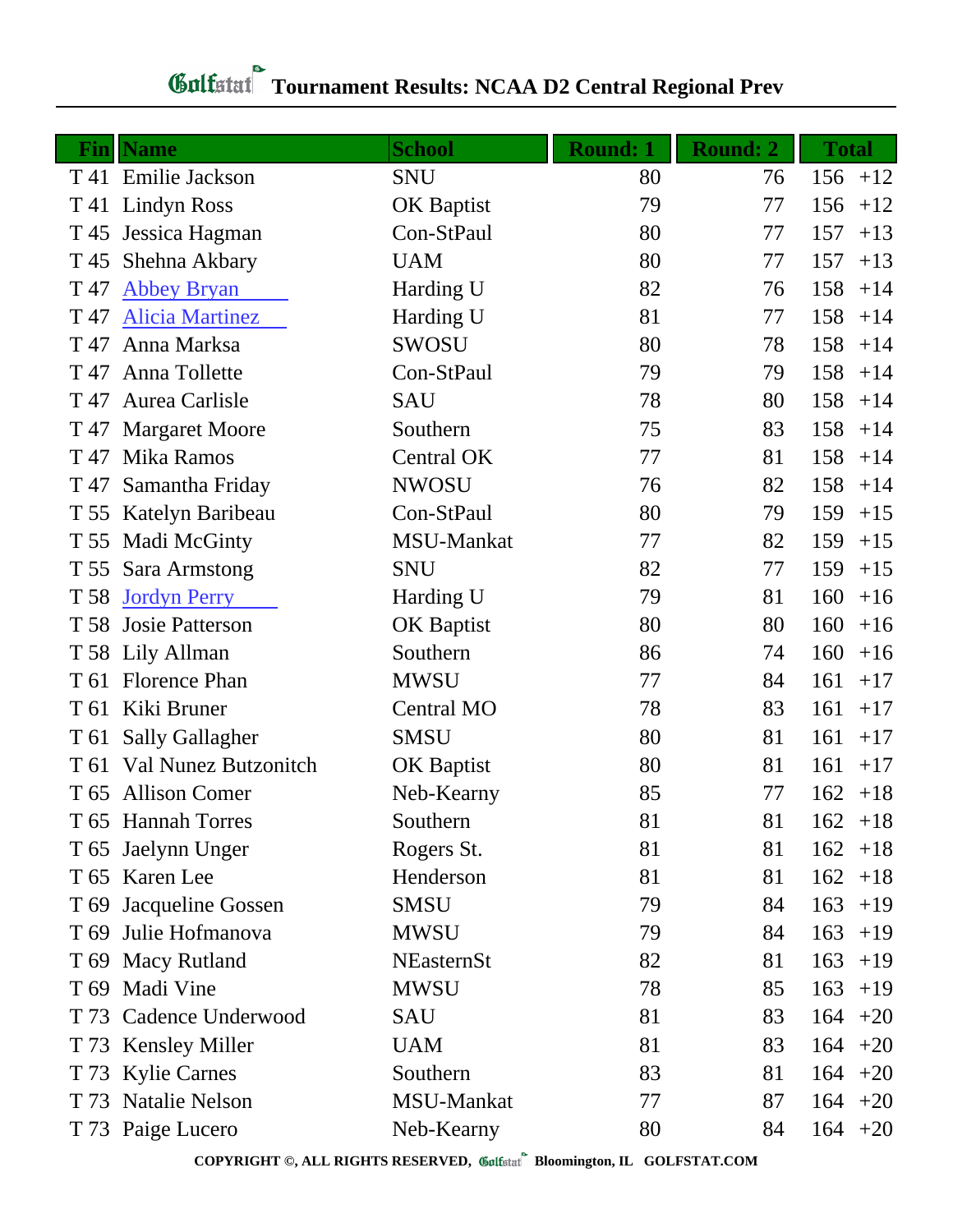# Golfstat Tournament Results: NCAA D2 Central Regional Prev

| Fin | Name | School | Round: 1 | Round: 2 | Total | |
|---|---|---|---|---|---|---|
| T 41 | Emilie Jackson | SNU | 80 | 76 | 156 | +12 |
| T 41 | Lindyn Ross | OK Baptist | 79 | 77 | 156 | +12 |
| T 45 | Jessica Hagman | Con-StPaul | 80 | 77 | 157 | +13 |
| T 45 | Shehna Akbary | UAM | 80 | 77 | 157 | +13 |
| T 47 | Abbey Bryan | Harding U | 82 | 76 | 158 | +14 |
| T 47 | Alicia Martinez | Harding U | 81 | 77 | 158 | +14 |
| T 47 | Anna Marksa | SWOSU | 80 | 78 | 158 | +14 |
| T 47 | Anna Tollette | Con-StPaul | 79 | 79 | 158 | +14 |
| T 47 | Aurea Carlisle | SAU | 78 | 80 | 158 | +14 |
| T 47 | Margaret Moore | Southern | 75 | 83 | 158 | +14 |
| T 47 | Mika Ramos | Central OK | 77 | 81 | 158 | +14 |
| T 47 | Samantha Friday | NWOSU | 76 | 82 | 158 | +14 |
| T 55 | Katelyn Baribeau | Con-StPaul | 80 | 79 | 159 | +15 |
| T 55 | Madi McGinty | MSU-Mankat | 77 | 82 | 159 | +15 |
| T 55 | Sara Armstong | SNU | 82 | 77 | 159 | +15 |
| T 58 | Jordyn Perry | Harding U | 79 | 81 | 160 | +16 |
| T 58 | Josie Patterson | OK Baptist | 80 | 80 | 160 | +16 |
| T 58 | Lily Allman | Southern | 86 | 74 | 160 | +16 |
| T 61 | Florence Phan | MWSU | 77 | 84 | 161 | +17 |
| T 61 | Kiki Bruner | Central MO | 78 | 83 | 161 | +17 |
| T 61 | Sally Gallagher | SMSU | 80 | 81 | 161 | +17 |
| T 61 | Val Nunez Butzonitch | OK Baptist | 80 | 81 | 161 | +17 |
| T 65 | Allison Comer | Neb-Kearny | 85 | 77 | 162 | +18 |
| T 65 | Hannah Torres | Southern | 81 | 81 | 162 | +18 |
| T 65 | Jaelynn Unger | Rogers St. | 81 | 81 | 162 | +18 |
| T 65 | Karen Lee | Henderson | 81 | 81 | 162 | +18 |
| T 69 | Jacqueline Gossen | SMSU | 79 | 84 | 163 | +19 |
| T 69 | Julie Hofmanova | MWSU | 79 | 84 | 163 | +19 |
| T 69 | Macy Rutland | NEasternSt | 82 | 81 | 163 | +19 |
| T 69 | Madi Vine | MWSU | 78 | 85 | 163 | +19 |
| T 73 | Cadence Underwood | SAU | 81 | 83 | 164 | +20 |
| T 73 | Kensley Miller | UAM | 81 | 83 | 164 | +20 |
| T 73 | Kylie Carnes | Southern | 83 | 81 | 164 | +20 |
| T 73 | Natalie Nelson | MSU-Mankat | 77 | 87 | 164 | +20 |
| T 73 | Paige Lucero | Neb-Kearny | 80 | 84 | 164 | +20 |

COPYRIGHT ©, ALL RIGHTS RESERVED, Golfstat Bloomington, IL GOLFSTAT.COM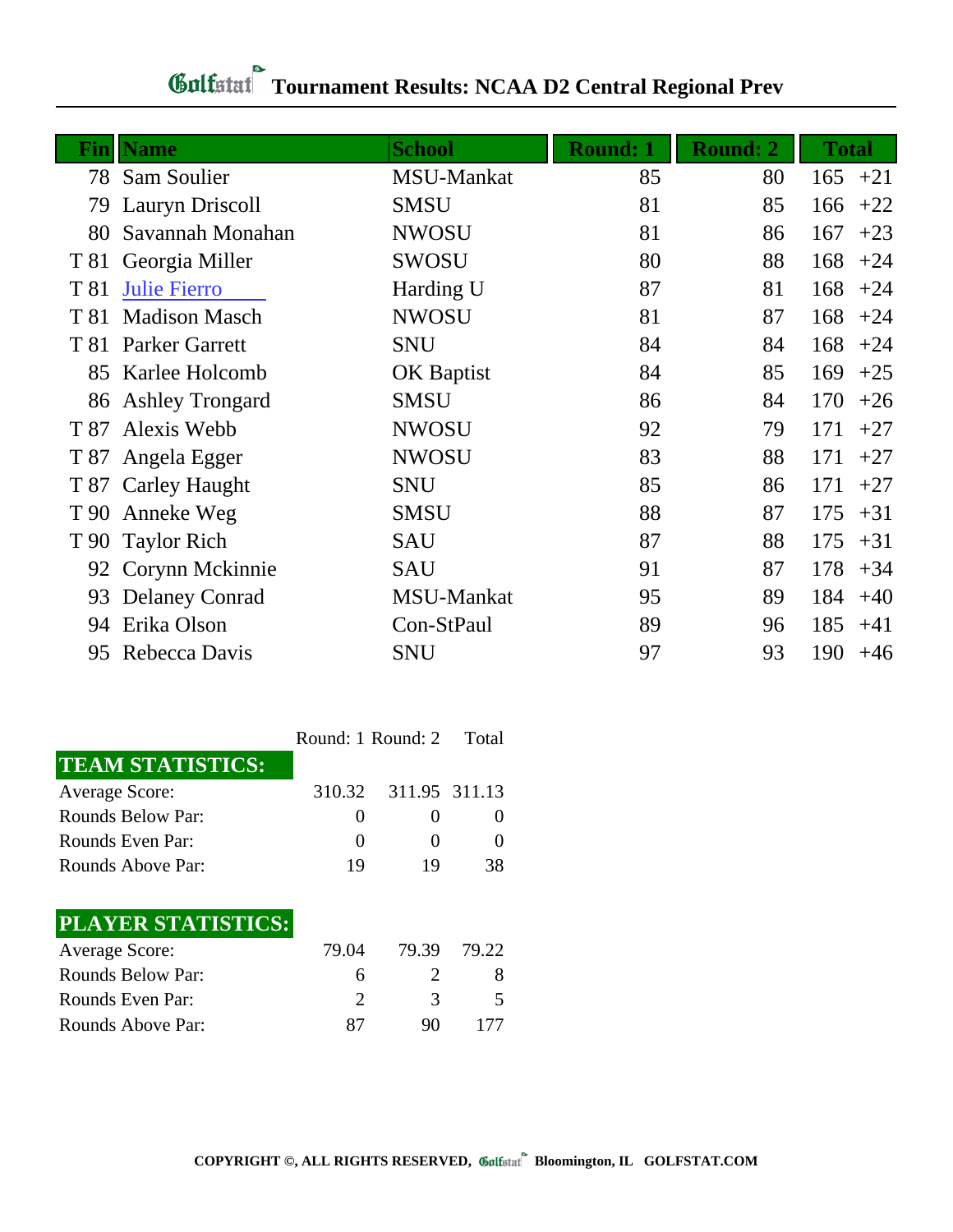# Golfstat Tournament Results: NCAA D2 Central Regional Prev

| Fin | Name | School | Round: 1 | Round: 2 | Total | |
|---|---|---|---|---|---|---|
| 78 | Sam Soulier | MSU-Mankat | 85 | 80 | 165 | +21 |
| 79 | Lauryn Driscoll | SMSU | 81 | 85 | 166 | +22 |
| 80 | Savannah Monahan | NWOSU | 81 | 86 | 167 | +23 |
| T 81 | Georgia Miller | SWOSU | 80 | 88 | 168 | +24 |
| T 81 | Julie Fierro | Harding U | 87 | 81 | 168 | +24 |
| T 81 | Madison Masch | NWOSU | 81 | 87 | 168 | +24 |
| T 81 | Parker Garrett | SNU | 84 | 84 | 168 | +24 |
| 85 | Karlee Holcomb | OK Baptist | 84 | 85 | 169 | +25 |
| 86 | Ashley Trongard | SMSU | 86 | 84 | 170 | +26 |
| T 87 | Alexis Webb | NWOSU | 92 | 79 | 171 | +27 |
| T 87 | Angela Egger | NWOSU | 83 | 88 | 171 | +27 |
| T 87 | Carley Haught | SNU | 85 | 86 | 171 | +27 |
| T 90 | Anneke Weg | SMSU | 88 | 87 | 175 | +31 |
| T 90 | Taylor Rich | SAU | 87 | 88 | 175 | +31 |
| 92 | Corynn Mckinnie | SAU | 91 | 87 | 178 | +34 |
| 93 | Delaney Conrad | MSU-Mankat | 95 | 89 | 184 | +40 |
| 94 | Erika Olson | Con-StPaul | 89 | 96 | 185 | +41 |
| 95 | Rebecca Davis | SNU | 97 | 93 | 190 | +46 |

| TEAM STATISTICS: | Round: 1 | Round: 2 | Total |
|---|---|---|---|
| Average Score: | 310.32 | 311.95 | 311.13 |
| Rounds Below Par: | 0 | 0 | 0 |
| Rounds Even Par: | 0 | 0 | 0 |
| Rounds Above Par: | 19 | 19 | 38 |

| PLAYER STATISTICS: | Round: 1 | Round: 2 | Total |
|---|---|---|---|
| Average Score: | 79.04 | 79.39 | 79.22 |
| Rounds Below Par: | 6 | 2 | 8 |
| Rounds Even Par: | 2 | 3 | 5 |
| Rounds Above Par: | 87 | 90 | 177 |

COPYRIGHT ©, ALL RIGHTS RESERVED, Golfstat Bloomington, IL GOLFSTAT.COM